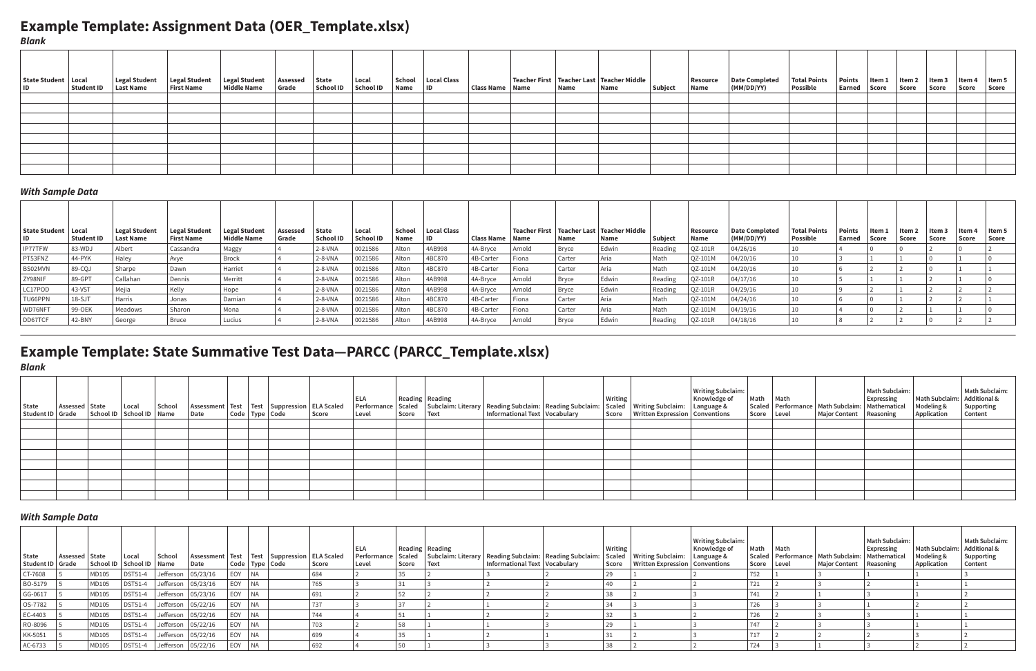## Example Template: Assignment Data (OER_Template.xlsx)

*Blank*

| State Student ID | Local Student ID | Legal Student Last Name | Legal Student First Name | Legal Student Middle Name | Assessed Grade | State School ID | Local School ID | School Name | Local Class ID | Class Name | Teacher First Name | Teacher Last Name | Teacher Middle Name | Subject | Resource Name | Date Completed (MM/DD/YY) | Total Points Possible | Points Earned | Item 1 Score | Item 2 Score | Item 3 Score | Item 4 Score | Item 5 Score |
|---|---|---|---|---|---|---|---|---|---|---|---|---|---|---|---|---|---|---|---|---|---|---|---|
| | | | | | | | | | | | | | | | | | | | | | | | |
| | | | | | | | | | | | | | | | | | | | | | | | |
| | | | | | | | | | | | | | | | | | | | | | | | |
| | | | | | | | | | | | | | | | | | | | | | | | |
| | | | | | | | | | | | | | | | | | | | | | | | |
| | | | | | | | | | | | | | | | | | | | | | | | |
| | | | | | | | | | | | | | | | | | | | | | | | |
| | | | | | | | | | | | | | | | | | | | | | | | |

*With Sample Data*

| State Student ID | Local Student ID | Legal Student Last Name | Legal Student First Name | Legal Student Middle Name | Assessed Grade | State School ID | Local School ID | School Name | Local Class ID | Class Name | Teacher First Name | Teacher Last Name | Teacher Middle Name | Subject | Resource Name | Date Completed (MM/DD/YY) | Total Points Possible | Points Earned | Item 1 Score | Item 2 Score | Item 3 Score | Item 4 Score | Item 5 Score |
|---|---|---|---|---|---|---|---|---|---|---|---|---|---|---|---|---|---|---|---|---|---|---|---|
| IP77TFW | 83-WDJ | Albert | Cassandra | Maggy | 4 | 2-8-VNA | 0021586 | Alton | 4AB998 | 4A-Bryce | Arnold | Bryce | Edwin | Reading | QZ-101R | 04/26/16 | 10 | 4 | 0 | 0 | 2 | 0 | 2 |
| PT53FNZ | 44-PYK | Haley | Avye | Brock | 4 | 2-8-VNA | 0021586 | Alton | 4BC870 | 4B-Carter | Fiona | Carter | Aria | Math | QZ-101M | 04/20/16 | 10 | 3 | 1 | 1 | 0 | 1 | 0 |
| BS02MVN | 89-CQJ | Sharpe | Dawn | Harriet | 4 | 2-8-VNA | 0021586 | Alton | 4BC870 | 4B-Carter | Fiona | Carter | Aria | Math | QZ-101M | 04/20/16 | 10 | 6 | 2 | 2 | 0 | 1 | 1 |
| ZY98NIF | 89-GPT | Callahan | Dennis | Merritt | 4 | 2-8-VNA | 0021586 | Alton | 4AB998 | 4A-Bryce | Arnold | Bryce | Edwin | Reading | QZ-101R | 04/17/16 | 10 | 5 | 1 | 1 | 2 | 1 | 0 |
| LC17POD | 43-VST | Mejia | Kelly | Hope | 4 | 2-8-VNA | 0021586 | Alton | 4AB998 | 4A-Bryce | Arnold | Bryce | Edwin | Reading | QZ-101R | 04/29/16 | 10 | 9 | 2 | 1 | 2 | 2 | 2 |
| TU66PPN | 18-SJT | Harris | Jonas | Damian | 4 | 2-8-VNA | 0021586 | Alton | 4BC870 | 4B-Carter | Fiona | Carter | Aria | Math | QZ-101M | 04/24/16 | 10 | 6 | 0 | 1 | 2 | 2 | 1 |
| WD76NFT | 99-OEK | Meadows | Sharon | Mona | 4 | 2-8-VNA | 0021586 | Alton | 4BC870 | 4B-Carter | Fiona | Carter | Aria | Math | QZ-101M | 04/19/16 | 10 | 4 | 0 | 2 | 1 | 1 | 0 |
| DD67TCF | 42-BNY | George | Bruce | Lucius | 4 | 2-8-VNA | 0021586 | Alton | 4AB998 | 4A-Bryce | Arnold | Bryce | Edwin | Reading | QZ-101R | 04/18/16 | 10 | 8 | 2 | 2 | 0 | 2 | 2 |

## Example Template: State Summative Test Data—PARCC (PARCC_Template.xlsx)

*Blank*

| State Student ID | Assessed Grade | State School ID | Local School ID | School Name | Assessment Date | Test Code | Test Type | Suppression Code | ELA Scaled Score | ELA Performance Level | Reading Scaled Score | Reading Subclaim: Literary Text | Reading Subclaim: Informational Text | Reading Subclaim: Vocabulary | Writing Scaled Score | Writing Subclaim: Written Expression | Writing Subclaim: Knowledge of Language & Conventions | Math Scaled Score | Math Performance Level | Math Subclaim: Major Content | Math Subclaim: Expressing Mathematical Reasoning | Math Subclaim: Modeling & Application | Math Subclaim: Additional & Supporting Content |
|---|---|---|---|---|---|---|---|---|---|---|---|---|---|---|---|---|---|---|---|---|---|---|---|
| | | | | | | | | | | | | | | | | | | | | | | | |
| | | | | | | | | | | | | | | | | | | | | | | | |
| | | | | | | | | | | | | | | | | | | | | | | | |
| | | | | | | | | | | | | | | | | | | | | | | | |
| | | | | | | | | | | | | | | | | | | | | | | | |
| | | | | | | | | | | | | | | | | | | | | | | | |
| | | | | | | | | | | | | | | | | | | | | | | | |
| | | | | | | | | | | | | | | | | | | | | | | | |

*With Sample Data*

| State Student ID | Assessed Grade | State School ID | Local School ID | School Name | Assessment Date | Test Code | Test Type | Suppression Code | ELA Scaled Score | ELA Performance Level | Reading Scaled Score | Reading Subclaim: Literary Text | Reading Subclaim: Informational Text | Reading Subclaim: Vocabulary | Writing Scaled Score | Writing Subclaim: Written Expression | Writing Subclaim: Knowledge of Language & Conventions | Math Scaled Score | Math Performance Level | Math Subclaim: Major Content | Math Subclaim: Expressing Mathematical Reasoning | Math Subclaim: Modeling & Application | Math Subclaim: Additional & Supporting Content |
|---|---|---|---|---|---|---|---|---|---|---|---|---|---|---|---|---|---|---|---|---|---|---|---|
| CT-7608 | 5 | MD105 | DST51-4 | Jefferson | 05/23/16 | EOY | NA | | 684 | 2 | 35 | 2 | 3 | 2 | 29 | 1 | 2 | 752 | 1 | 3 | 1 | 1 | 3 |
| BO-5179 | 5 | MD105 | DST51-4 | Jefferson | 05/23/16 | EOY | NA | | 765 | 3 | 31 | 3 | 2 | 2 | 40 | 2 | 2 | 721 | 2 | 3 | 2 | 1 | 1 |
| GG-0617 | 5 | MD105 | DST51-4 | Jefferson | 05/23/16 | EOY | NA | | 691 | 2 | 52 | 2 | 2 | 2 | 38 | 2 | 3 | 741 | 2 | 1 | 3 | 1 | 2 |
| OS-7782 | 5 | MD105 | DST51-4 | Jefferson | 05/22/16 | EOY | NA | | 737 | 3 | 37 | 2 | 1 | 2 | 34 | 3 | 3 | 726 | 3 | 3 | 1 | 2 | 2 |
| EC-4403 | 5 | MD105 | DST51-4 | Jefferson | 05/22/16 | EOY | NA | | 744 | 4 | 51 | 1 | 2 | 2 | 32 | 3 | 2 | 726 | 2 | 3 | 3 | 1 | 1 |
| RO-8096 | 5 | MD105 | DST51-4 | Jefferson | 05/22/16 | EOY | NA | | 703 | 2 | 58 | 1 | 1 | 3 | 29 | 1 | 3 | 747 | 2 | 3 | 3 | 1 | 1 |
| KK-5051 | 5 | MD105 | DST51-4 | Jefferson | 05/22/16 | EOY | NA | | 699 | 4 | 35 | 1 | 2 | 1 | 31 | 2 | 3 | 717 | 2 | 2 | 2 | 3 | 2 |
| AC-6733 | 5 | MD105 | DST51-4 | Jefferson | 05/22/16 | EOY | NA | | 692 | 4 | 50 | 1 | 3 | 3 | 38 | 2 | 2 | 724 | 3 | 1 | 3 | 2 | 2 |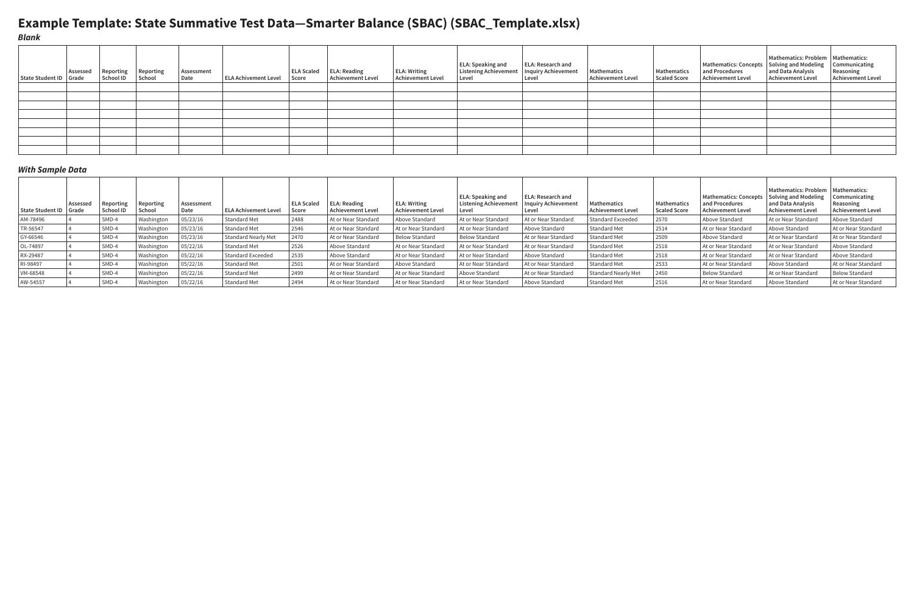# Example Template: State Summative Test Data—Smarter Balance (SBAC) (SBAC_Template.xlsx)

### *Blank*

| State Student ID | Assessed Grade | Reporting School ID | Reporting School | Assessment Date | ELA Achivement Level | ELA Scaled Score | ELA: Reading Achievement Level | ELA: Writing Achievement Level | ELA: Speaking and Listening Achievement Level | ELA: Research and Inquiry Achievement Level | Mathematics Achievement Level | Mathematics Scaled Score | Mathematics: Concepts and Procedures Achievement Level | Mathematics: Problem Solving and Modeling and Data Analysis Achievement Level | Mathematics: Communicating Reasoning Achievement Level |
|---|---|---|---|---|---|---|---|---|---|---|---|---|---|---|---|
| | | | | | | | | | | | | | | | |
| | | | | | | | | | | | | | | | |
| | | | | | | | | | | | | | | | |
| | | | | | | | | | | | | | | | |
| | | | | | | | | | | | | | | | |
| | | | | | | | | | | | | | | | |
| | | | | | | | | | | | | | | | |
| | | | | | | | | | | | | | | | |

### *With Sample Data*

| State Student ID | Assessed Grade | Reporting School ID | Reporting School | Assessment Date | ELA Achivement Level | ELA Scaled Score | ELA: Reading Achievement Level | ELA: Writing Achievement Level | ELA: Speaking and Listening Achievement Level | ELA: Research and Inquiry Achievement Level | Mathematics Achievement Level | Mathematics Scaled Score | Mathematics: Concepts and Procedures Achievement Level | Mathematics: Problem Solving and Modeling and Data Analysis Achievement Level | Mathematics: Communicating Reasoning Achievement Level |
|---|---|---|---|---|---|---|---|---|---|---|---|---|---|---|---|
| AM-78496 | 4 | SMD-4 | Washington | 05/23/16 | Standard Met | 2488 | At or Near Standard | Above Standard | At or Near Standard | At or Near Standard | Standard Exceeded | 2570 | Above Standard | At or Near Standard | Above Standard |
| TR-56547 | 4 | SMD-4 | Washington | 05/23/16 | Standard Met | 2546 | At or Near Standard | At or Near Standard | At or Near Standard | Above Standard | Standard Met | 2514 | At or Near Standard | Above Standard | At or Near Standard |
| GY-66546 | 4 | SMD-4 | Washington | 05/23/16 | Standard Nearly Met | 2470 | At or Near Standard | Below Standard | Below Standard | At or Near Standard | Standard Met | 2509 | Above Standard | At or Near Standard | At or Near Standard |
| OL-74897 | 4 | SMD-4 | Washington | 05/22/16 | Standard Met | 2526 | Above Standard | At or Near Standard | At or Near Standard | At or Near Standard | Standard Met | 2518 | At or Near Standard | At or Near Standard | Above Standard |
| RX-29487 | 4 | SMD-4 | Washington | 05/22/16 | Standard Exceeded | 2535 | Above Standard | At or Near Standard | At or Near Standard | Above Standard | Standard Met | 2518 | At or Near Standard | At or Near Standard | Above Standard |
| RI-98497 | 4 | SMD-4 | Washington | 05/22/16 | Standard Met | 2501 | At or Near Standard | Above Standard | At or Near Standard | At or Near Standard | Standard Met | 2533 | At or Near Standard | Above Standard | At or Near Standard |
| VM-68548 | 4 | SMD-4 | Washington | 05/22/16 | Standard Met | 2499 | At or Near Standard | At or Near Standard | Above Standard | At or Near Standard | Standard Nearly Met | 2450 | Below Standard | At or Near Standard | Below Standard |
| AW-54557 | 4 | SMD-4 | Washington | 05/22/16 | Standard Met | 2494 | At or Near Standard | At or Near Standard | At or Near Standard | Above Standard | Standard Met | 2516 | At or Near Standard | Above Standard | At or Near Standard |